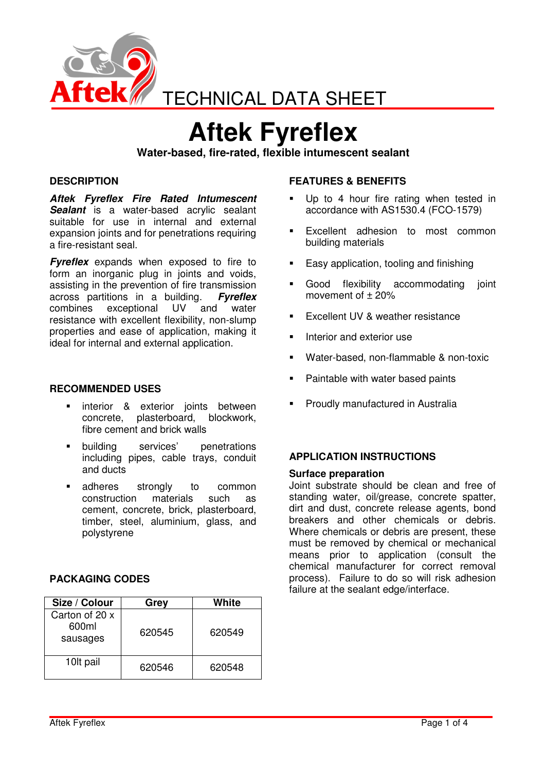TECHNICAL DATA SHEET

# Aftek Fyreflex

**Water-based, fire-rated, flexible intumescent sealant**

## DESCRIPTION

***Aftek Fyreflex Fire Rated Intumescent Sealant*** is a water-based acrylic sealant suitable for use in internal and external expansion joints and for penetrations requiring a fire-resistant seal.

***Fyreflex*** expands when exposed to fire to form an inorganic plug in joints and voids, assisting in the prevention of fire transmission across partitions in a building. ***Fyreflex*** combines exceptional UV and water resistance with excellent flexibility, non-slump properties and ease of application, making it ideal for internal and external application.

## RECOMMENDED USES

- interior & exterior joints between concrete, plasterboard, blockwork, fibre cement and brick walls
- building services' penetrations including pipes, cable trays, conduit and ducts
- adheres strongly to common construction materials such as cement, concrete, brick, plasterboard, timber, steel, aluminium, glass, and polystyrene

## PACKAGING CODES

| Size / Colour | Grey | White |
|---|---|---|
| Carton of 20 x 600ml sausages | 620545 | 620549 |
| 10lt pail | 620546 | 620548 |

## FEATURES & BENEFITS

- Up to 4 hour fire rating when tested in accordance with AS1530.4 (FCO-1579)
- Excellent adhesion to most common building materials
- Easy application, tooling and finishing
- Good flexibility accommodating joint movement of ± 20%
- Excellent UV & weather resistance
- Interior and exterior use
- Water-based, non-flammable & non-toxic
- Paintable with water based paints
- Proudly manufactured in Australia

## APPLICATION INSTRUCTIONS

### Surface preparation

Joint substrate should be clean and free of standing water, oil/grease, concrete spatter, dirt and dust, concrete release agents, bond breakers and other chemicals or debris. Where chemicals or debris are present, these must be removed by chemical or mechanical means prior to application (consult the chemical manufacturer for correct removal process). Failure to do so will risk adhesion failure at the sealant edge/interface.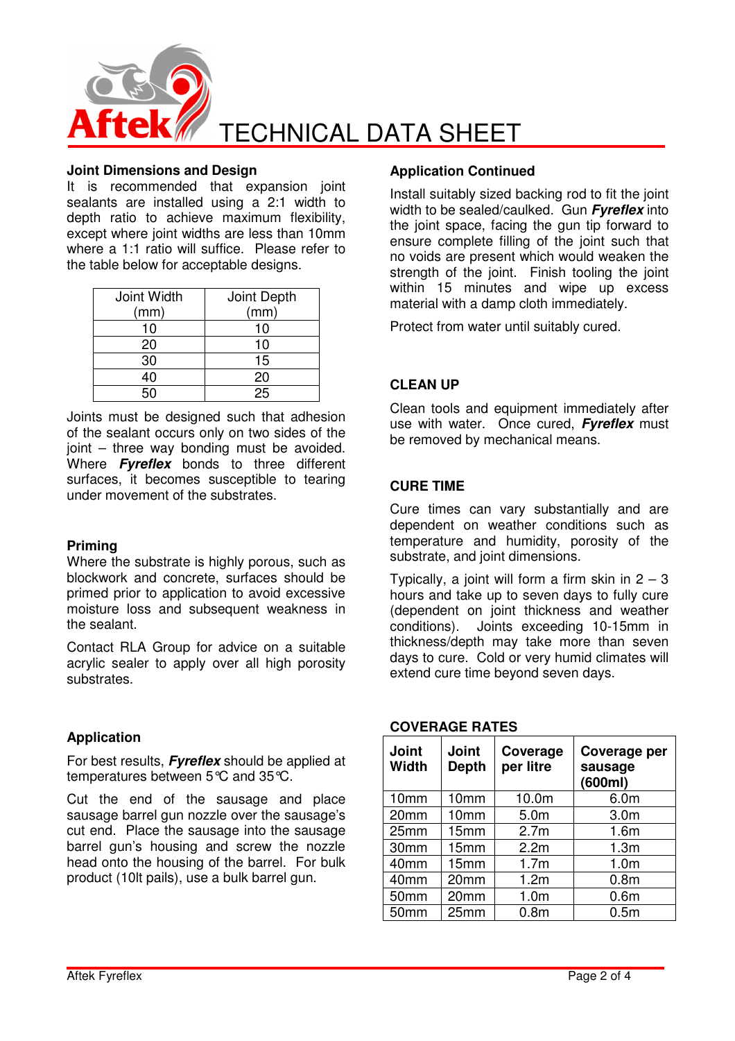## Joint Dimensions and Design

It is recommended that expansion joint sealants are installed using a 2:1 width to depth ratio to achieve maximum flexibility, except where joint widths are less than 10mm where a 1:1 ratio will suffice. Please refer to the table below for acceptable designs.

| Joint Width (mm) | Joint Depth (mm) |
|---|---|
| 10 | 10 |
| 20 | 10 |
| 30 | 15 |
| 40 | 20 |
| 50 | 25 |

Joints must be designed such that adhesion of the sealant occurs only on two sides of the joint – three way bonding must be avoided. Where ***Fyreflex*** bonds to three different surfaces, it becomes susceptible to tearing under movement of the substrates.

## Priming

Where the substrate is highly porous, such as blockwork and concrete, surfaces should be primed prior to application to avoid excessive moisture loss and subsequent weakness in the sealant.

Contact RLA Group for advice on a suitable acrylic sealer to apply over all high porosity substrates.

## Application

For best results, ***Fyreflex*** should be applied at temperatures between 5°C and 35°C.

Cut the end of the sausage and place sausage barrel gun nozzle over the sausage's cut end. Place the sausage into the sausage barrel gun's housing and screw the nozzle head onto the housing of the barrel. For bulk product (10lt pails), use a bulk barrel gun.

## Application Continued

Install suitably sized backing rod to fit the joint width to be sealed/caulked. Gun ***Fyreflex*** into the joint space, facing the gun tip forward to ensure complete filling of the joint such that no voids are present which would weaken the strength of the joint. Finish tooling the joint within 15 minutes and wipe up excess material with a damp cloth immediately.

Protect from water until suitably cured.

## CLEAN UP

Clean tools and equipment immediately after use with water. Once cured, ***Fyreflex*** must be removed by mechanical means.

## CURE TIME

Cure times can vary substantially and are dependent on weather conditions such as temperature and humidity, porosity of the substrate, and joint dimensions.

Typically, a joint will form a firm skin in 2 – 3 hours and take up to seven days to fully cure (dependent on joint thickness and weather conditions). Joints exceeding 10-15mm in thickness/depth may take more than seven days to cure. Cold or very humid climates will extend cure time beyond seven days.

## COVERAGE RATES

| Joint Width | Joint Depth | Coverage per litre | Coverage per sausage (600ml) |
|---|---|---|---|
| 10mm | 10mm | 10.0m | 6.0m |
| 20mm | 10mm | 5.0m | 3.0m |
| 25mm | 15mm | 2.7m | 1.6m |
| 30mm | 15mm | 2.2m | 1.3m |
| 40mm | 15mm | 1.7m | 1.0m |
| 40mm | 20mm | 1.2m | 0.8m |
| 50mm | 20mm | 1.0m | 0.6m |
| 50mm | 25mm | 0.8m | 0.5m |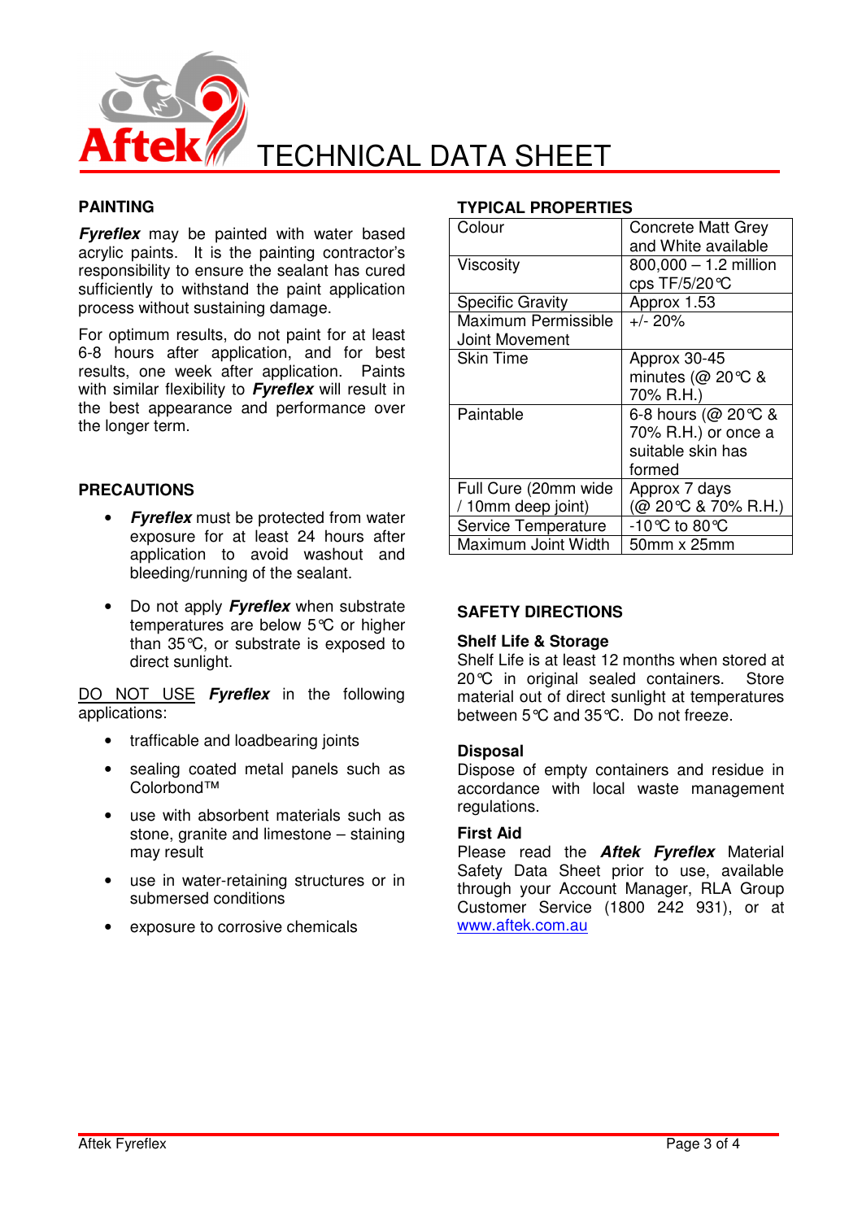# TECHNICAL DATA SHEET

## PAINTING

***Fyreflex*** may be painted with water based acrylic paints. It is the painting contractor's responsibility to ensure the sealant has cured sufficiently to withstand the paint application process without sustaining damage.

For optimum results, do not paint for at least 6-8 hours after application, and for best results, one week after application. Paints with similar flexibility to ***Fyreflex*** will result in the best appearance and performance over the longer term.

## PRECAUTIONS

- ***Fyreflex*** must be protected from water exposure for at least 24 hours after application to avoid washout and bleeding/running of the sealant.
- Do not apply ***Fyreflex*** when substrate temperatures are below 5℃ or higher than 35℃, or substrate is exposed to direct sunlight.

<u>DO NOT USE</u> ***Fyreflex*** in the following applications:

- trafficable and loadbearing joints
- sealing coated metal panels such as Colorbond™
- use with absorbent materials such as stone, granite and limestone – staining may result
- use in water-retaining structures or in submersed conditions
- exposure to corrosive chemicals

## TYPICAL PROPERTIES

| | |
|---|---|
| Colour | Concrete Matt Grey and White available |
| Viscosity | 800,000 – 1.2 million cps TF/5/20℃ |
| Specific Gravity | Approx 1.53 |
| Maximum Permissible Joint Movement | +/- 20% |
| Skin Time | Approx 30-45 minutes (@ 20℃ & 70% R.H.) |
| Paintable | 6-8 hours (@ 20℃ & 70% R.H.) or once a suitable skin has formed |
| Full Cure (20mm wide / 10mm deep joint) | Approx 7 days (@ 20℃ & 70% R.H.) |
| Service Temperature | -10℃ to 80℃ |
| Maximum Joint Width | 50mm x 25mm |

## SAFETY DIRECTIONS

### Shelf Life & Storage

Shelf Life is at least 12 months when stored at 20℃ in original sealed containers. Store material out of direct sunlight at temperatures between 5℃ and 35℃. Do not freeze.

### Disposal

Dispose of empty containers and residue in accordance with local waste management regulations.

### First Aid

Please read the ***Aftek Fyreflex*** Material Safety Data Sheet prior to use, available through your Account Manager, RLA Group Customer Service (1800 242 931), or at www.aftek.com.au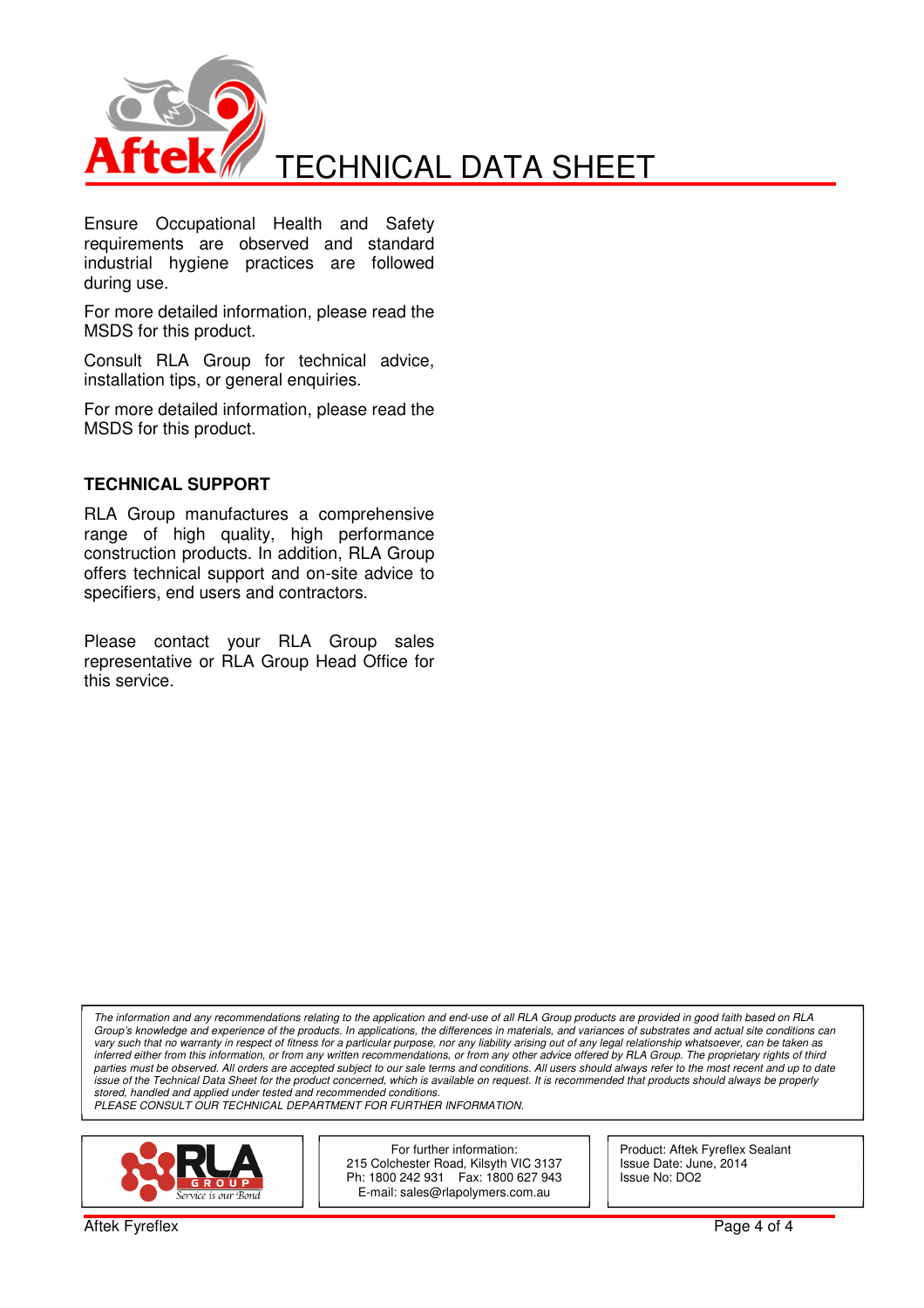Ensure Occupational Health and Safety requirements are observed and standard industrial hygiene practices are followed during use.

For more detailed information, please read the MSDS for this product.

Consult RLA Group for technical advice, installation tips, or general enquiries.

For more detailed information, please read the MSDS for this product.

**TECHNICAL SUPPORT**

RLA Group manufactures a comprehensive range of high quality, high performance construction products. In addition, RLA Group offers technical support and on-site advice to specifiers, end users and contractors.

Please contact your RLA Group sales representative or RLA Group Head Office for this service.

*The information and any recommendations relating to the application and end-use of all RLA Group products are provided in good faith based on RLA Group's knowledge and experience of the products. In applications, the differences in materials, and variances of substrates and actual site conditions can vary such that no warranty in respect of fitness for a particular purpose, nor any liability arising out of any legal relationship whatsoever, can be taken as inferred either from this information, or from any written recommendations, or from any other advice offered by RLA Group. The proprietary rights of third parties must be observed. All orders are accepted subject to our sale terms and conditions. All users should always refer to the most recent and up to date issue of the Technical Data Sheet for the product concerned, which is available on request. It is recommended that products should always be properly stored, handled and applied under tested and recommended conditions.*
*PLEASE CONSULT OUR TECHNICAL DEPARTMENT FOR FURTHER INFORMATION.*

For further information:
215 Colchester Road, Kilsyth VIC 3137
Ph: 1800 242 931 Fax: 1800 627 943
E-mail: sales@rlapolymers.com.au

Product: Aftek Fyreflex Sealant
Issue Date: June, 2014
Issue No: DO2